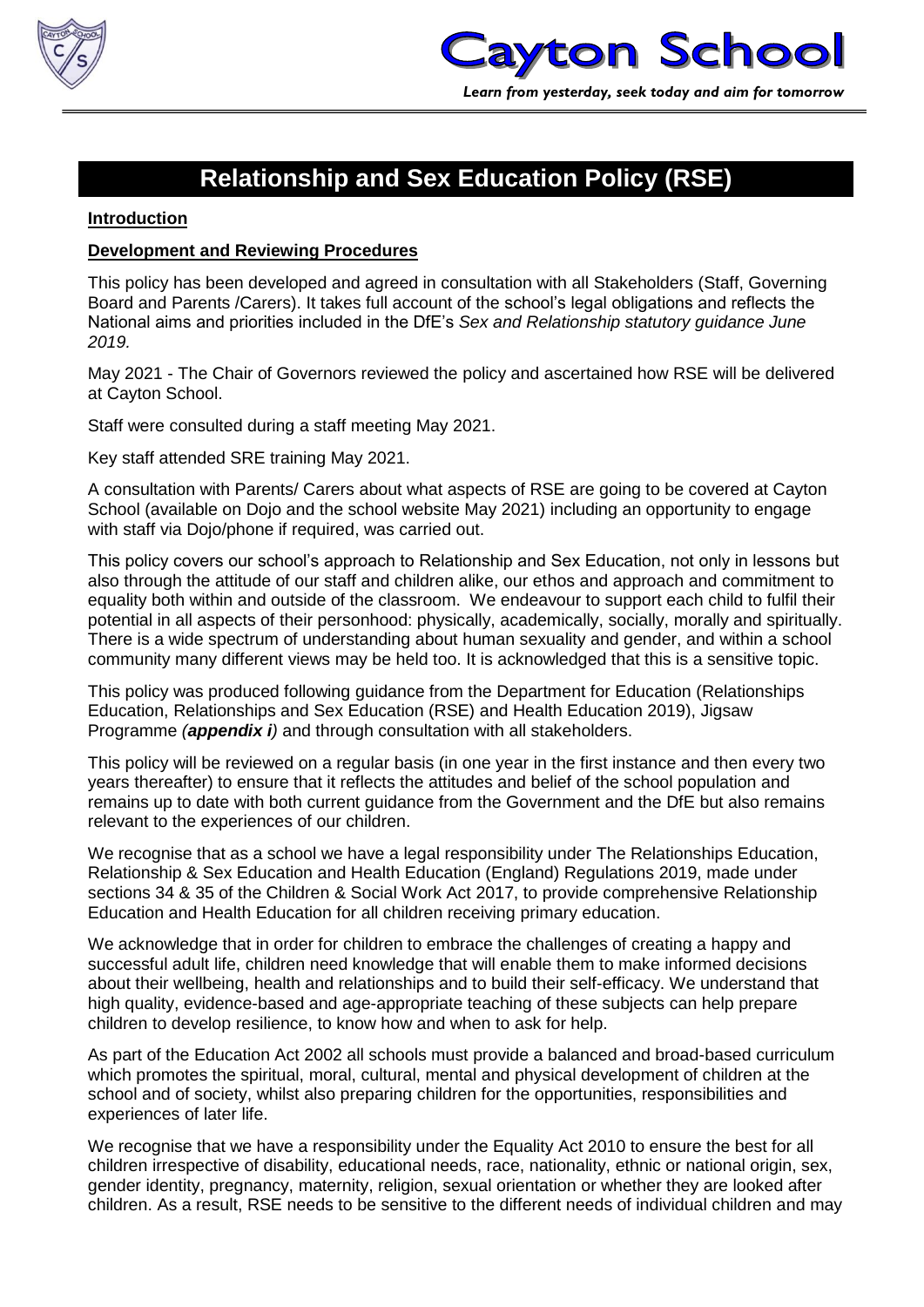# Relationship and Sex Education Policy (RSE)

**Introduction**

**Development and Reviewing Procedures**

This policy has been developed and agreed in consultation with all Stakeholders (Staff, Governing Board and Parents /Carers). It takes full account of the school's legal obligations and reflects the National aims and priorities included in the DfE's *Sex and Relationship statutory guidance June 2019.*

May 2021 - The Chair of Governors reviewed the policy and ascertained how RSE will be delivered at Cayton School.

Staff were consulted during a staff meeting May 2021.

Key staff attended SRE training May 2021.

A consultation with Parents/ Carers about what aspects of RSE are going to be covered at Cayton School (available on Dojo and the school website May 2021) including an opportunity to engage with staff via Dojo/phone if required, was carried out.

This policy covers our school's approach to Relationship and Sex Education, not only in lessons but also through the attitude of our staff and children alike, our ethos and approach and commitment to equality both within and outside of the classroom. We endeavour to support each child to fulfil their potential in all aspects of their personhood: physically, academically, socially, morally and spiritually. There is a wide spectrum of understanding about human sexuality and gender, and within a school community many different views may be held too. It is acknowledged that this is a sensitive topic.

This policy was produced following guidance from the Department for Education (Relationships Education, Relationships and Sex Education (RSE) and Health Education 2019), Jigsaw Programme *(**appendix i**)* and through consultation with all stakeholders.

This policy will be reviewed on a regular basis (in one year in the first instance and then every two years thereafter) to ensure that it reflects the attitudes and belief of the school population and remains up to date with both current guidance from the Government and the DfE but also remains relevant to the experiences of our children.

We recognise that as a school we have a legal responsibility under The Relationships Education, Relationship & Sex Education and Health Education (England) Regulations 2019, made under sections 34 & 35 of the Children & Social Work Act 2017, to provide comprehensive Relationship Education and Health Education for all children receiving primary education.

We acknowledge that in order for children to embrace the challenges of creating a happy and successful adult life, children need knowledge that will enable them to make informed decisions about their wellbeing, health and relationships and to build their self-efficacy. We understand that high quality, evidence-based and age-appropriate teaching of these subjects can help prepare children to develop resilience, to know how and when to ask for help.

As part of the Education Act 2002 all schools must provide a balanced and broad-based curriculum which promotes the spiritual, moral, cultural, mental and physical development of children at the school and of society, whilst also preparing children for the opportunities, responsibilities and experiences of later life.

We recognise that we have a responsibility under the Equality Act 2010 to ensure the best for all children irrespective of disability, educational needs, race, nationality, ethnic or national origin, sex, gender identity, pregnancy, maternity, religion, sexual orientation or whether they are looked after children. As a result, RSE needs to be sensitive to the different needs of individual children and may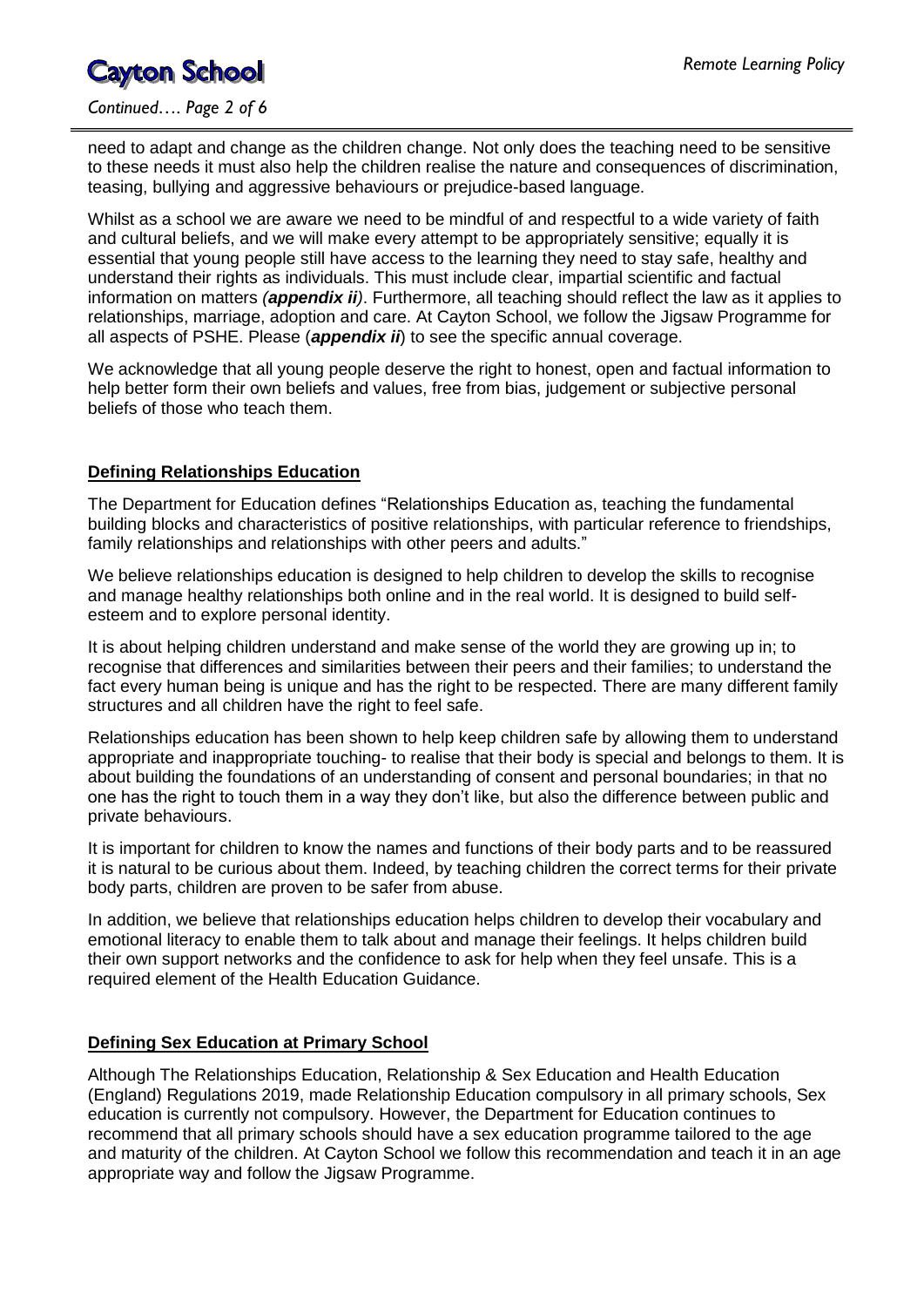need to adapt and change as the children change. Not only does the teaching need to be sensitive to these needs it must also help the children realise the nature and consequences of discrimination, teasing, bullying and aggressive behaviours or prejudice-based language.

Whilst as a school we are aware we need to be mindful of and respectful to a wide variety of faith and cultural beliefs, and we will make every attempt to be appropriately sensitive; equally it is essential that young people still have access to the learning they need to stay safe, healthy and understand their rights as individuals. This must include clear, impartial scientific and factual information on matters ***(appendix ii)***. Furthermore, all teaching should reflect the law as it applies to relationships, marriage, adoption and care. At Cayton School, we follow the Jigsaw Programme for all aspects of PSHE. Please (***appendix ii***) to see the specific annual coverage.

We acknowledge that all young people deserve the right to honest, open and factual information to help better form their own beliefs and values, free from bias, judgement or subjective personal beliefs of those who teach them.

## Defining Relationships Education

The Department for Education defines "Relationships Education as, teaching the fundamental building blocks and characteristics of positive relationships, with particular reference to friendships, family relationships and relationships with other peers and adults."

We believe relationships education is designed to help children to develop the skills to recognise and manage healthy relationships both online and in the real world. It is designed to build self-esteem and to explore personal identity.

It is about helping children understand and make sense of the world they are growing up in; to recognise that differences and similarities between their peers and their families; to understand the fact every human being is unique and has the right to be respected. There are many different family structures and all children have the right to feel safe.

Relationships education has been shown to help keep children safe by allowing them to understand appropriate and inappropriate touching- to realise that their body is special and belongs to them. It is about building the foundations of an understanding of consent and personal boundaries; in that no one has the right to touch them in a way they don't like, but also the difference between public and private behaviours.

It is important for children to know the names and functions of their body parts and to be reassured it is natural to be curious about them. Indeed, by teaching children the correct terms for their private body parts, children are proven to be safer from abuse.

In addition, we believe that relationships education helps children to develop their vocabulary and emotional literacy to enable them to talk about and manage their feelings. It helps children build their own support networks and the confidence to ask for help when they feel unsafe. This is a required element of the Health Education Guidance.

## Defining Sex Education at Primary School

Although The Relationships Education, Relationship & Sex Education and Health Education (England) Regulations 2019, made Relationship Education compulsory in all primary schools, Sex education is currently not compulsory. However, the Department for Education continues to recommend that all primary schools should have a sex education programme tailored to the age and maturity of the children. At Cayton School we follow this recommendation and teach it in an age appropriate way and follow the Jigsaw Programme.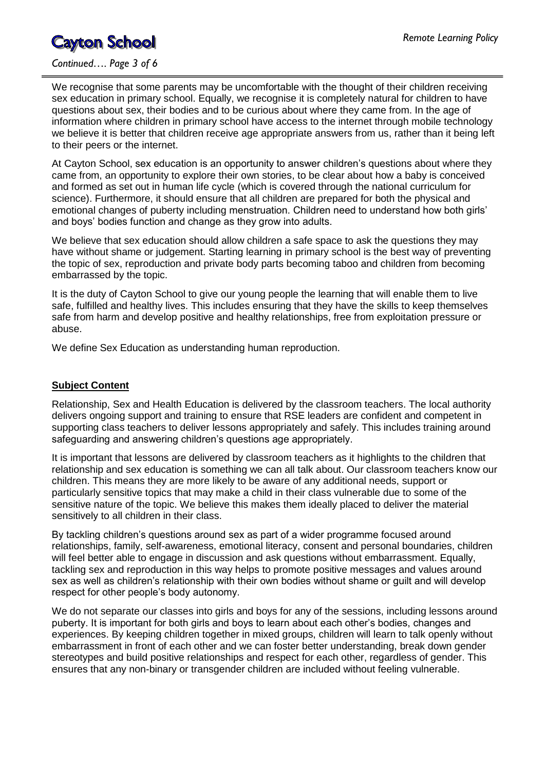We recognise that some parents may be uncomfortable with the thought of their children receiving sex education in primary school. Equally, we recognise it is completely natural for children to have questions about sex, their bodies and to be curious about where they came from. In the age of information where children in primary school have access to the internet through mobile technology we believe it is better that children receive age appropriate answers from us, rather than it being left to their peers or the internet.

At Cayton School, sex education is an opportunity to answer children's questions about where they came from, an opportunity to explore their own stories, to be clear about how a baby is conceived and formed as set out in human life cycle (which is covered through the national curriculum for science). Furthermore, it should ensure that all children are prepared for both the physical and emotional changes of puberty including menstruation. Children need to understand how both girls' and boys' bodies function and change as they grow into adults.

We believe that sex education should allow children a safe space to ask the questions they may have without shame or judgement. Starting learning in primary school is the best way of preventing the topic of sex, reproduction and private body parts becoming taboo and children from becoming embarrassed by the topic.

It is the duty of Cayton School to give our young people the learning that will enable them to live safe, fulfilled and healthy lives. This includes ensuring that they have the skills to keep themselves safe from harm and develop positive and healthy relationships, free from exploitation pressure or abuse.

We define Sex Education as understanding human reproduction.

## **Subject Content**

Relationship, Sex and Health Education is delivered by the classroom teachers. The local authority delivers ongoing support and training to ensure that RSE leaders are confident and competent in supporting class teachers to deliver lessons appropriately and safely. This includes training around safeguarding and answering children's questions age appropriately.

It is important that lessons are delivered by classroom teachers as it highlights to the children that relationship and sex education is something we can all talk about. Our classroom teachers know our children. This means they are more likely to be aware of any additional needs, support or particularly sensitive topics that may make a child in their class vulnerable due to some of the sensitive nature of the topic. We believe this makes them ideally placed to deliver the material sensitively to all children in their class.

By tackling children's questions around sex as part of a wider programme focused around relationships, family, self-awareness, emotional literacy, consent and personal boundaries, children will feel better able to engage in discussion and ask questions without embarrassment. Equally, tackling sex and reproduction in this way helps to promote positive messages and values around sex as well as children's relationship with their own bodies without shame or guilt and will develop respect for other people's body autonomy.

We do not separate our classes into girls and boys for any of the sessions, including lessons around puberty. It is important for both girls and boys to learn about each other's bodies, changes and experiences. By keeping children together in mixed groups, children will learn to talk openly without embarrassment in front of each other and we can foster better understanding, break down gender stereotypes and build positive relationships and respect for each other, regardless of gender. This ensures that any non-binary or transgender children are included without feeling vulnerable.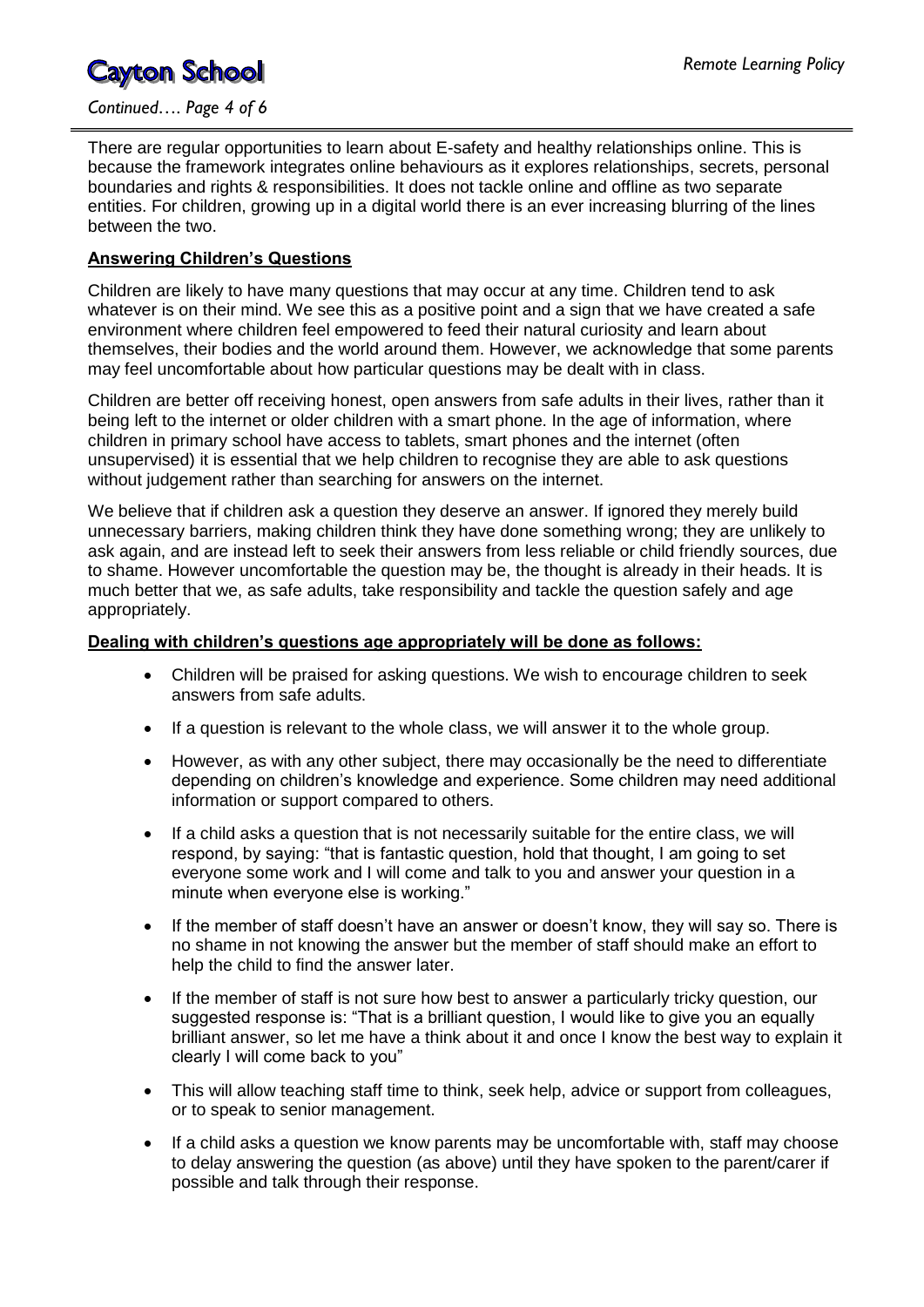There are regular opportunities to learn about E-safety and healthy relationships online. This is because the framework integrates online behaviours as it explores relationships, secrets, personal boundaries and rights & responsibilities. It does not tackle online and offline as two separate entities. For children, growing up in a digital world there is an ever increasing blurring of the lines between the two.

**Answering Children's Questions**

Children are likely to have many questions that may occur at any time. Children tend to ask whatever is on their mind. We see this as a positive point and a sign that we have created a safe environment where children feel empowered to feed their natural curiosity and learn about themselves, their bodies and the world around them. However, we acknowledge that some parents may feel uncomfortable about how particular questions may be dealt with in class.

Children are better off receiving honest, open answers from safe adults in their lives, rather than it being left to the internet or older children with a smart phone. In the age of information, where children in primary school have access to tablets, smart phones and the internet (often unsupervised) it is essential that we help children to recognise they are able to ask questions without judgement rather than searching for answers on the internet.

We believe that if children ask a question they deserve an answer. If ignored they merely build unnecessary barriers, making children think they have done something wrong; they are unlikely to ask again, and are instead left to seek their answers from less reliable or child friendly sources, due to shame. However uncomfortable the question may be, the thought is already in their heads. It is much better that we, as safe adults, take responsibility and tackle the question safely and age appropriately.

**Dealing with children's questions age appropriately will be done as follows:**

- Children will be praised for asking questions. We wish to encourage children to seek answers from safe adults.
- If a question is relevant to the whole class, we will answer it to the whole group.
- However, as with any other subject, there may occasionally be the need to differentiate depending on children's knowledge and experience. Some children may need additional information or support compared to others.
- If a child asks a question that is not necessarily suitable for the entire class, we will respond, by saying: "that is fantastic question, hold that thought, I am going to set everyone some work and I will come and talk to you and answer your question in a minute when everyone else is working."
- If the member of staff doesn't have an answer or doesn't know, they will say so. There is no shame in not knowing the answer but the member of staff should make an effort to help the child to find the answer later.
- If the member of staff is not sure how best to answer a particularly tricky question, our suggested response is: "That is a brilliant question, I would like to give you an equally brilliant answer, so let me have a think about it and once I know the best way to explain it clearly I will come back to you"
- This will allow teaching staff time to think, seek help, advice or support from colleagues, or to speak to senior management.
- If a child asks a question we know parents may be uncomfortable with, staff may choose to delay answering the question (as above) until they have spoken to the parent/carer if possible and talk through their response.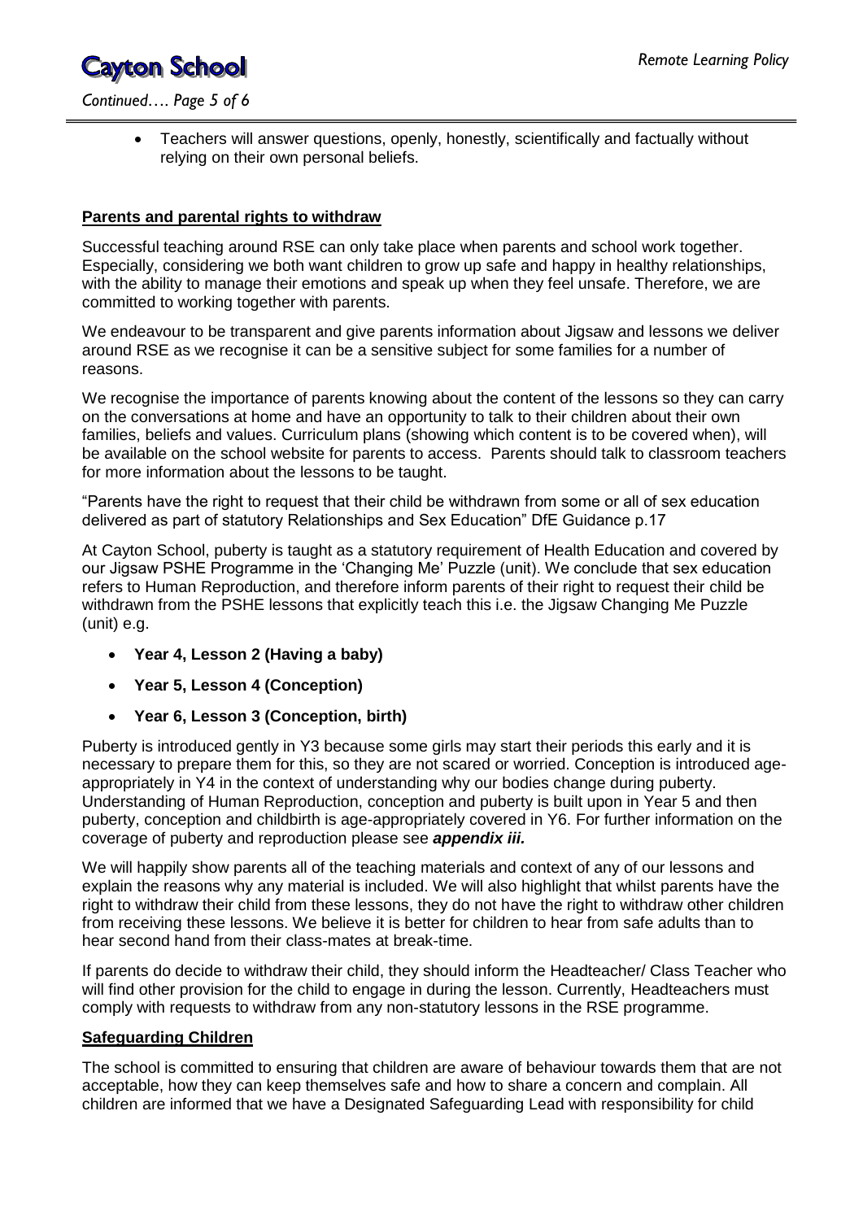- Teachers will answer questions, openly, honestly, scientifically and factually without relying on their own personal beliefs.

## Parents and parental rights to withdraw

Successful teaching around RSE can only take place when parents and school work together. Especially, considering we both want children to grow up safe and happy in healthy relationships, with the ability to manage their emotions and speak up when they feel unsafe. Therefore, we are committed to working together with parents.

We endeavour to be transparent and give parents information about Jigsaw and lessons we deliver around RSE as we recognise it can be a sensitive subject for some families for a number of reasons.

We recognise the importance of parents knowing about the content of the lessons so they can carry on the conversations at home and have an opportunity to talk to their children about their own families, beliefs and values. Curriculum plans (showing which content is to be covered when), will be available on the school website for parents to access. Parents should talk to classroom teachers for more information about the lessons to be taught.

"Parents have the right to request that their child be withdrawn from some or all of sex education delivered as part of statutory Relationships and Sex Education" DfE Guidance p.17

At Cayton School, puberty is taught as a statutory requirement of Health Education and covered by our Jigsaw PSHE Programme in the 'Changing Me' Puzzle (unit). We conclude that sex education refers to Human Reproduction, and therefore inform parents of their right to request their child be withdrawn from the PSHE lessons that explicitly teach this i.e. the Jigsaw Changing Me Puzzle (unit) e.g.

- **Year 4, Lesson 2 (Having a baby)**
- **Year 5, Lesson 4 (Conception)**
- **Year 6, Lesson 3 (Conception, birth)**

Puberty is introduced gently in Y3 because some girls may start their periods this early and it is necessary to prepare them for this, so they are not scared or worried. Conception is introduced age-appropriately in Y4 in the context of understanding why our bodies change during puberty. Understanding of Human Reproduction, conception and puberty is built upon in Year 5 and then puberty, conception and childbirth is age-appropriately covered in Y6. For further information on the coverage of puberty and reproduction please see ***appendix iii.***

We will happily show parents all of the teaching materials and context of any of our lessons and explain the reasons why any material is included. We will also highlight that whilst parents have the right to withdraw their child from these lessons, they do not have the right to withdraw other children from receiving these lessons. We believe it is better for children to hear from safe adults than to hear second hand from their class-mates at break-time.

If parents do decide to withdraw their child, they should inform the Headteacher/ Class Teacher who will find other provision for the child to engage in during the lesson. Currently, Headteachers must comply with requests to withdraw from any non-statutory lessons in the RSE programme.

## Safeguarding Children

The school is committed to ensuring that children are aware of behaviour towards them that are not acceptable, how they can keep themselves safe and how to share a concern and complain. All children are informed that we have a Designated Safeguarding Lead with responsibility for child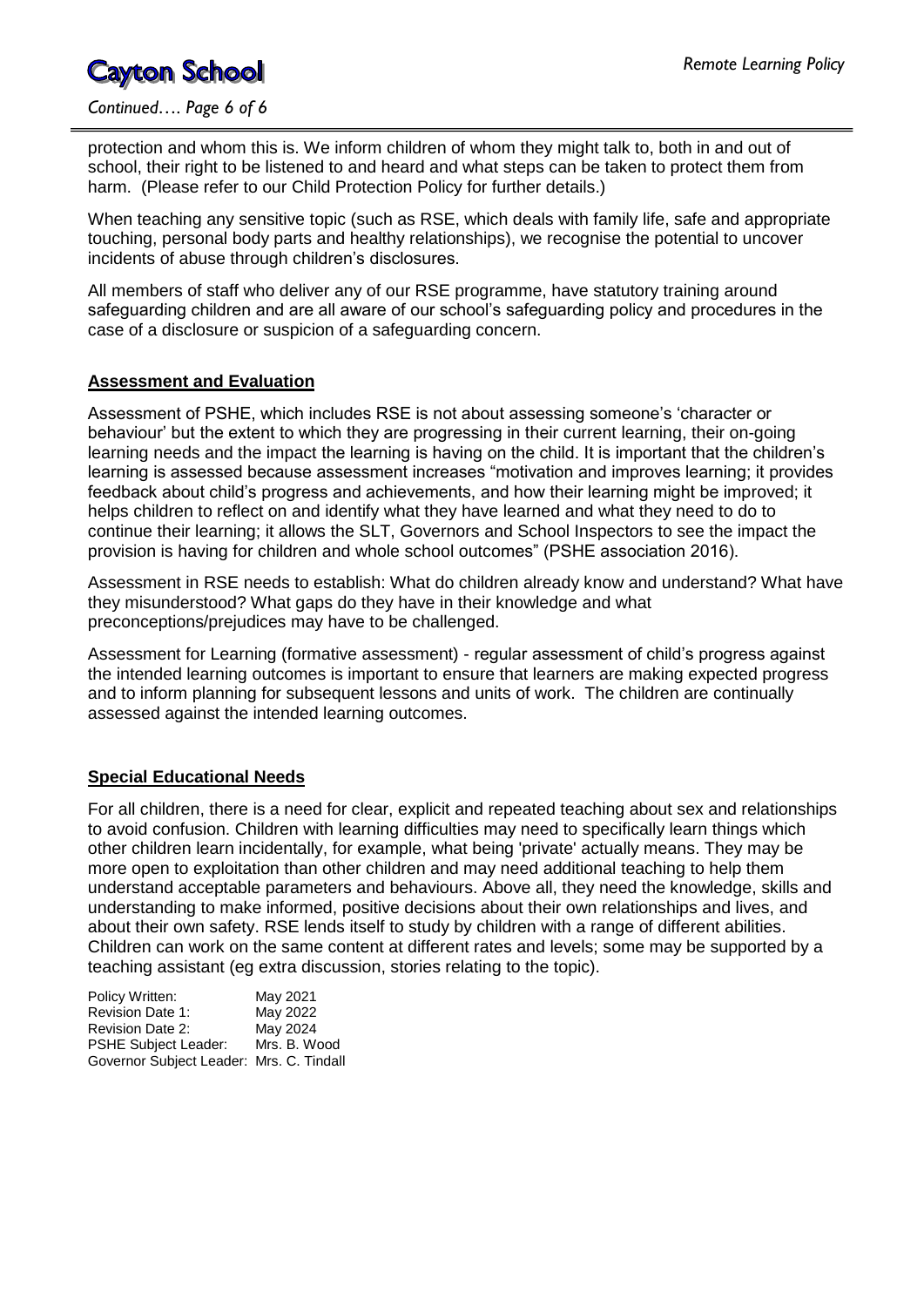protection and whom this is. We inform children of whom they might talk to, both in and out of school, their right to be listened to and heard and what steps can be taken to protect them from harm. (Please refer to our Child Protection Policy for further details.)

When teaching any sensitive topic (such as RSE, which deals with family life, safe and appropriate touching, personal body parts and healthy relationships), we recognise the potential to uncover incidents of abuse through children's disclosures.

All members of staff who deliver any of our RSE programme, have statutory training around safeguarding children and are all aware of our school's safeguarding policy and procedures in the case of a disclosure or suspicion of a safeguarding concern.

## Assessment and Evaluation

Assessment of PSHE, which includes RSE is not about assessing someone's 'character or behaviour' but the extent to which they are progressing in their current learning, their on-going learning needs and the impact the learning is having on the child. It is important that the children's learning is assessed because assessment increases "motivation and improves learning; it provides feedback about child's progress and achievements, and how their learning might be improved; it helps children to reflect on and identify what they have learned and what they need to do to continue their learning; it allows the SLT, Governors and School Inspectors to see the impact the provision is having for children and whole school outcomes" (PSHE association 2016).

Assessment in RSE needs to establish: What do children already know and understand? What have they misunderstood? What gaps do they have in their knowledge and what preconceptions/prejudices may have to be challenged.

Assessment for Learning (formative assessment) - regular assessment of child's progress against the intended learning outcomes is important to ensure that learners are making expected progress and to inform planning for subsequent lessons and units of work. The children are continually assessed against the intended learning outcomes.

## Special Educational Needs

For all children, there is a need for clear, explicit and repeated teaching about sex and relationships to avoid confusion. Children with learning difficulties may need to specifically learn things which other children learn incidentally, for example, what being 'private' actually means. They may be more open to exploitation than other children and may need additional teaching to help them understand acceptable parameters and behaviours. Above all, they need the knowledge, skills and understanding to make informed, positive decisions about their own relationships and lives, and about their own safety. RSE lends itself to study by children with a range of different abilities. Children can work on the same content at different rates and levels; some may be supported by a teaching assistant (eg extra discussion, stories relating to the topic).

| | |
|---|---|
| Policy Written: | May 2021 |
| Revision Date 1: | May 2022 |
| Revision Date 2: | May 2024 |
| PSHE Subject Leader: | Mrs. B. Wood |
| Governor Subject Leader: | Mrs. C. Tindall |